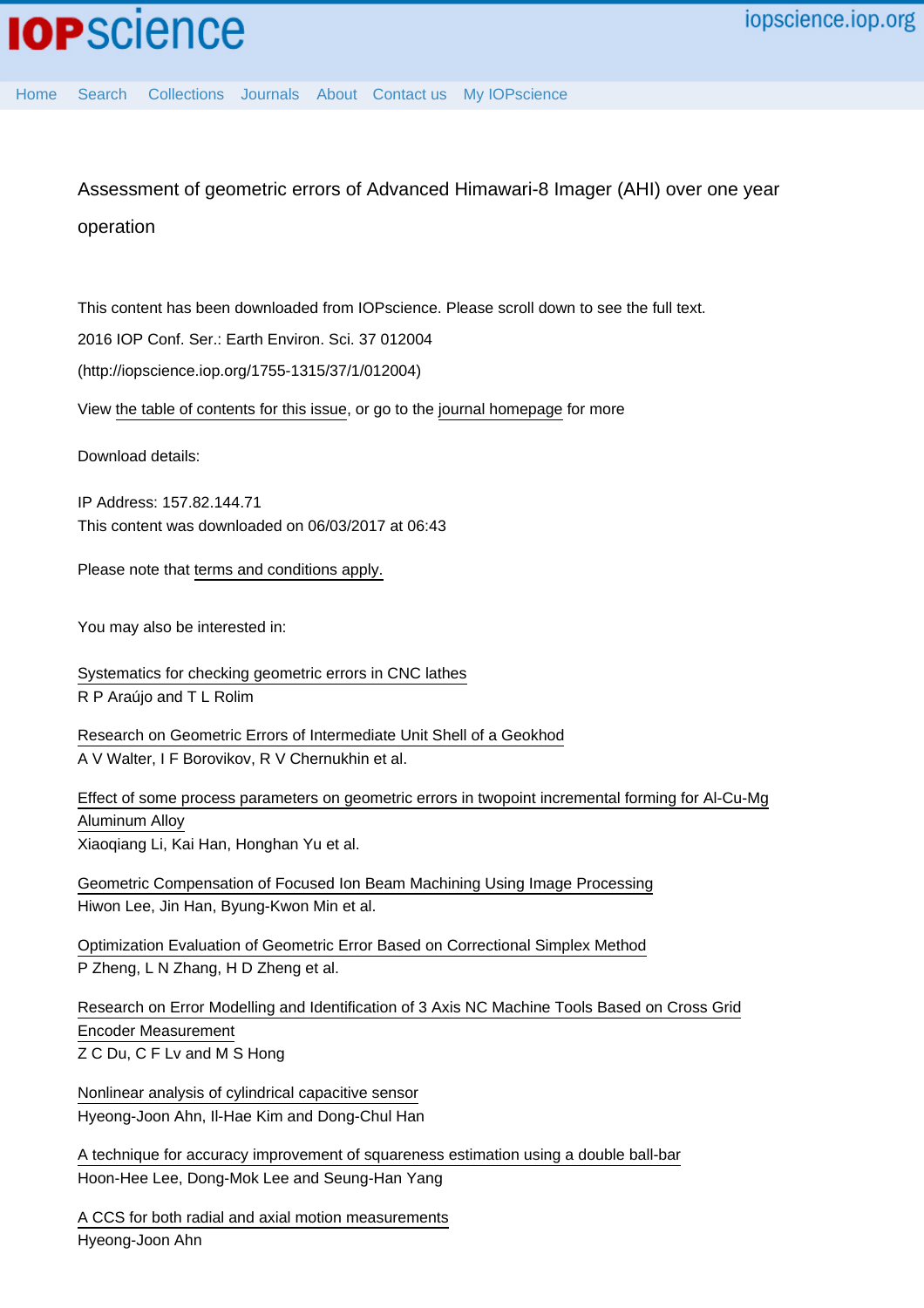# Assessment of geometric errors of Advanced Himawari-8 Imager (AHI) over one year operation

This content has been downloaded from IOPscience. Please scroll down to see the full text.

2016 IOP Conf. Ser.: Earth Environ. Sci. 37 012004

(http://iopscience.iop.org/1755-1315/37/1/012004)

View the table of contents for this issue, or go to the journal homepage for more

Download details:

IP Address: 157.82.144.71
This content was downloaded on 06/03/2017 at 06:43

Please note that terms and conditions apply.

You may also be interested in:

Systematics for checking geometric errors in CNC lathes
R P Araújo and T L Rolim

Research on Geometric Errors of Intermediate Unit Shell of a Geokhod
A V Walter, I F Borovikov, R V Chernukhin et al.

Effect of some process parameters on geometric errors in twopoint incremental forming for Al-Cu-Mg Aluminum Alloy
Xiaoqiang Li, Kai Han, Honghan Yu et al.

Geometric Compensation of Focused Ion Beam Machining Using Image Processing
Hiwon Lee, Jin Han, Byung-Kwon Min et al.

Optimization Evaluation of Geometric Error Based on Correctional Simplex Method
P Zheng, L N Zhang, H D Zheng et al.

Research on Error Modelling and Identification of 3 Axis NC Machine Tools Based on Cross Grid Encoder Measurement
Z C Du, C F Lv and M S Hong

Nonlinear analysis of cylindrical capacitive sensor
Hyeong-Joon Ahn, Il-Hae Kim and Dong-Chul Han

A technique for accuracy improvement of squareness estimation using a double ball-bar
Hoon-Hee Lee, Dong-Mok Lee and Seung-Han Yang

A CCS for both radial and axial motion measurements
Hyeong-Joon Ahn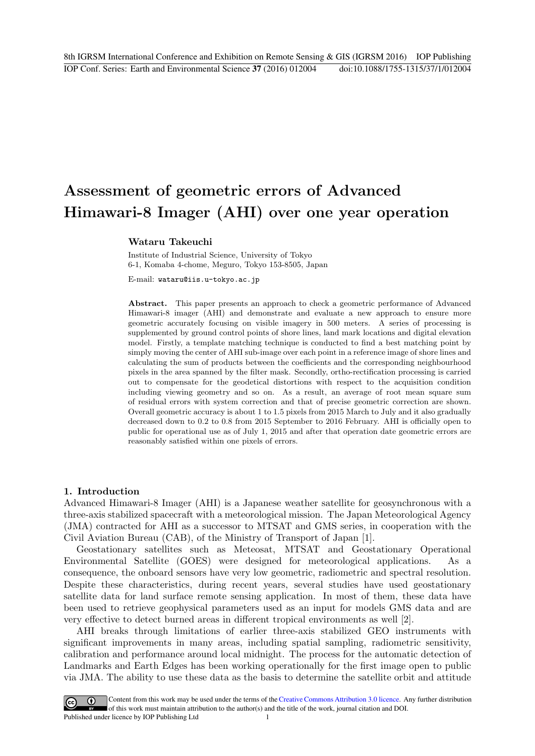# Assessment of geometric errors of Advanced Himawari-8 Imager (AHI) over one year operation

**Wataru Takeuchi**

Institute of Industrial Science, University of Tokyo
6-1, Komaba 4-chome, Meguro, Tokyo 153-8505, Japan

E-mail: wataru@iis.u-tokyo.ac.jp

**Abstract.** This paper presents an approach to check a geometric performance of Advanced Himawari-8 imager (AHI) and demonstrate and evaluate a new approach to ensure more geometric accurately focusing on visible imagery in 500 meters. A series of processing is supplemented by ground control points of shore lines, land mark locations and digital elevation model. Firstly, a template matching technique is conducted to find a best matching point by simply moving the center of AHI sub-image over each point in a reference image of shore lines and calculating the sum of products between the coefficients and the corresponding neighbourhood pixels in the area spanned by the filter mask. Secondly, ortho-rectification processing is carried out to compensate for the geodetical distortions with respect to the acquisition condition including viewing geometry and so on. As a result, an average of root mean square sum of residual errors with system correction and that of precise geometric correction are shown. Overall geometric accuracy is about 1 to 1.5 pixels from 2015 March to July and it also gradually decreased down to 0.2 to 0.8 from 2015 September to 2016 February. AHI is officially open to public for operational use as of July 1, 2015 and after that operation date geometric errors are reasonably satisfied within one pixels of errors.

## 1. Introduction

Advanced Himawari-8 Imager (AHI) is a Japanese weather satellite for geosynchronous with a three-axis stabilized spacecraft with a meteorological mission. The Japan Meteorological Agency (JMA) contracted for AHI as a successor to MTSAT and GMS series, in cooperation with the Civil Aviation Bureau (CAB), of the Ministry of Transport of Japan [1].

Geostationary satellites such as Meteosat, MTSAT and Geostationary Operational Environmental Satellite (GOES) were designed for meteorological applications. As a consequence, the onboard sensors have very low geometric, radiometric and spectral resolution. Despite these characteristics, during recent years, several studies have used geostationary satellite data for land surface remote sensing application. In most of them, these data have been used to retrieve geophysical parameters used as an input for models GMS data and are very effective to detect burned areas in different tropical environments as well [2].

AHI breaks through limitations of earlier three-axis stabilized GEO instruments with significant improvements in many areas, including spatial sampling, radiometric sensitivity, calibration and performance around local midnight. The process for the automatic detection of Landmarks and Earth Edges has been working operationally for the first image open to public via JMA. The ability to use these data as the basis to determine the satellite orbit and attitude

Content from this work may be used under the terms of the Creative Commons Attribution 3.0 licence. Any further distribution of this work must maintain attribution to the author(s) and the title of the work, journal citation and DOI.
Published under licence by IOP Publishing Ltd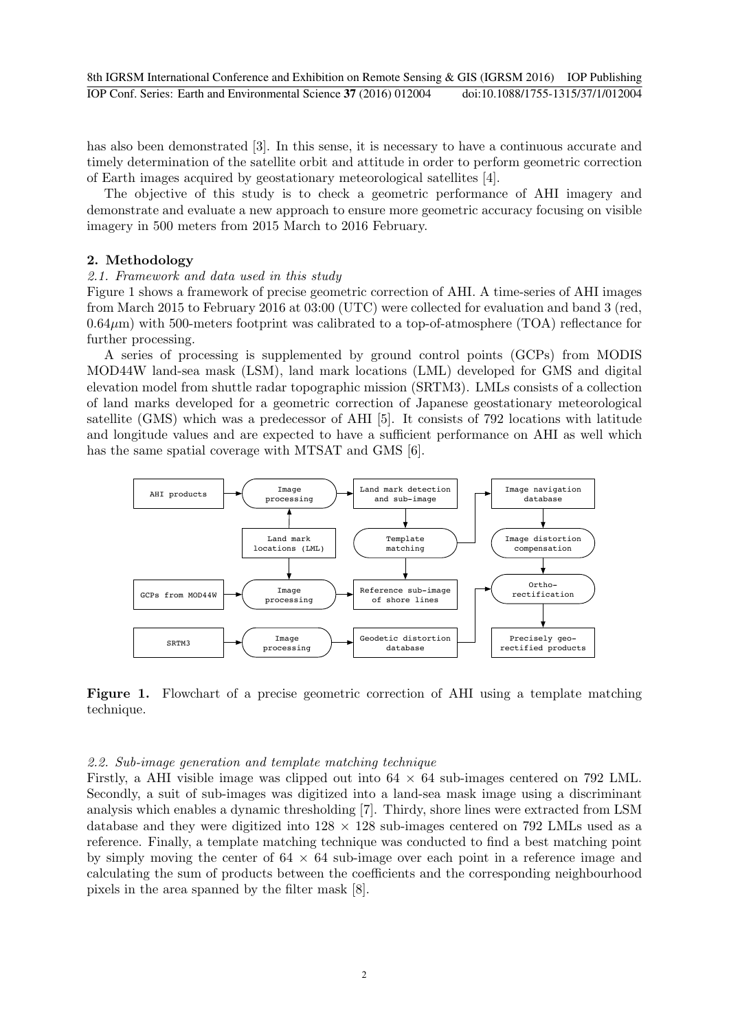has also been demonstrated [3]. In this sense, it is necessary to have a continuous accurate and timely determination of the satellite orbit and attitude in order to perform geometric correction of Earth images acquired by geostationary meteorological satellites [4].

The objective of this study is to check a geometric performance of AHI imagery and demonstrate and evaluate a new approach to ensure more geometric accuracy focusing on visible imagery in 500 meters from 2015 March to 2016 February.

## 2. Methodology

### *2.1. Framework and data used in this study*

Figure 1 shows a framework of precise geometric correction of AHI. A time-series of AHI images from March 2015 to February 2016 at 03:00 (UTC) were collected for evaluation and band 3 (red, $0.64\mu$m) with 500-meters footprint was calibrated to a top-of-atmosphere (TOA) reflectance for further processing.

A series of processing is supplemented by ground control points (GCPs) from MODIS MOD44W land-sea mask (LSM), land mark locations (LML) developed for GMS and digital elevation model from shuttle radar topographic mission (SRTM3). LMLs consists of a collection of land marks developed for a geometric correction of Japanese geostationary meteorological satellite (GMS) which was a predecessor of AHI [5]. It consists of 792 locations with latitude and longitude values and are expected to have a sufficient performance on AHI as well which has the same spatial coverage with MTSAT and GMS [6].

**Figure 1.** Flowchart of a precise geometric correction of AHI using a template matching technique.

### *2.2. Sub-image generation and template matching technique*

Firstly, a AHI visible image was clipped out into $64 \times 64$ sub-images centered on 792 LML. Secondly, a suit of sub-images was digitized into a land-sea mask image using a discriminant analysis which enables a dynamic thresholding [7]. Thirdy, shore lines were extracted from LSM database and they were digitized into $128 \times 128$ sub-images centered on 792 LMLs used as a reference. Finally, a template matching technique was conducted to find a best matching point by simply moving the center of $64 \times 64$ sub-image over each point in a reference image and calculating the sum of products between the coefficients and the corresponding neighbourhood pixels in the area spanned by the filter mask [8].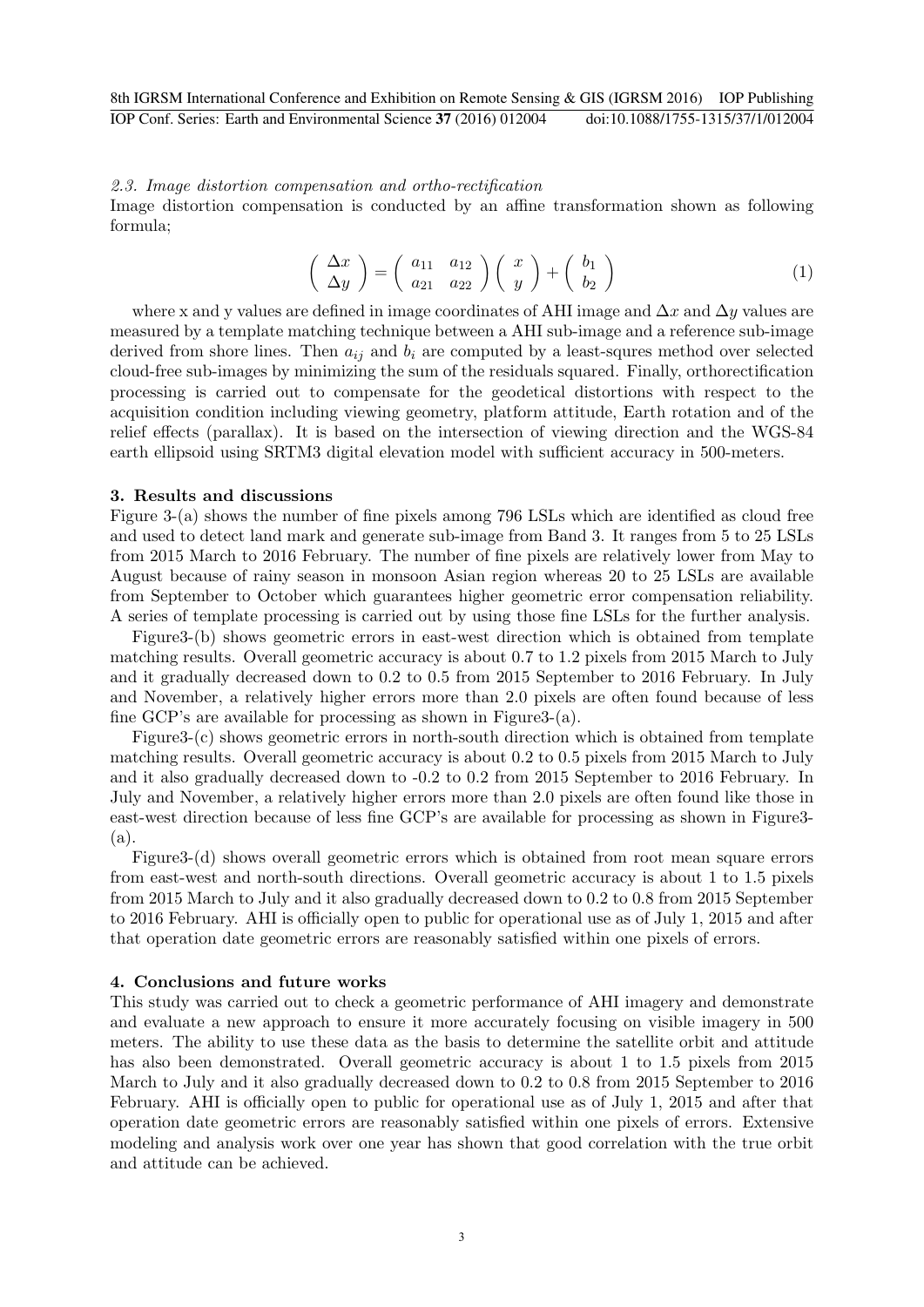### 2.3. Image distortion compensation and ortho-rectification

Image distortion compensation is conducted by an affine transformation shown as following formula;

$$\begin{pmatrix} \Delta x \\ \Delta y \end{pmatrix} = \begin{pmatrix} a_{11} & a_{12} \\ a_{21} & a_{22} \end{pmatrix} \begin{pmatrix} x \\ y \end{pmatrix} + \begin{pmatrix} b_1 \\ b_2 \end{pmatrix} \tag{1}$$

where x and y values are defined in image coordinates of AHI image and $\Delta x$ and $\Delta y$ values are measured by a template matching technique between a AHI sub-image and a reference sub-image derived from shore lines. Then $a_{ij}$ and $b_i$ are computed by a least-squres method over selected cloud-free sub-images by minimizing the sum of the residuals squared. Finally, orthorectification processing is carried out to compensate for the geodetical distortions with respect to the acquisition condition including viewing geometry, platform attitude, Earth rotation and of the relief effects (parallax). It is based on the intersection of viewing direction and the WGS-84 earth ellipsoid using SRTM3 digital elevation model with sufficient accuracy in 500-meters.

## 3. Results and discussions

Figure 3-(a) shows the number of fine pixels among 796 LSLs which are identified as cloud free and used to detect land mark and generate sub-image from Band 3. It ranges from 5 to 25 LSLs from 2015 March to 2016 February. The number of fine pixels are relatively lower from May to August because of rainy season in monsoon Asian region whereas 20 to 25 LSLs are available from September to October which guarantees higher geometric error compensation reliability. A series of template processing is carried out by using those fine LSLs for the further analysis.

Figure3-(b) shows geometric errors in east-west direction which is obtained from template matching results. Overall geometric accuracy is about 0.7 to 1.2 pixels from 2015 March to July and it gradually decreased down to 0.2 to 0.5 from 2015 September to 2016 February. In July and November, a relatively higher errors more than 2.0 pixels are often found because of less fine GCP's are available for processing as shown in Figure3-(a).

Figure3-(c) shows geometric errors in north-south direction which is obtained from template matching results. Overall geometric accuracy is about 0.2 to 0.5 pixels from 2015 March to July and it also gradually decreased down to -0.2 to 0.2 from 2015 September to 2016 February. In July and November, a relatively higher errors more than 2.0 pixels are often found like those in east-west direction because of less fine GCP's are available for processing as shown in Figure3-(a).

Figure3-(d) shows overall geometric errors which is obtained from root mean square errors from east-west and north-south directions. Overall geometric accuracy is about 1 to 1.5 pixels from 2015 March to July and it also gradually decreased down to 0.2 to 0.8 from 2015 September to 2016 February. AHI is officially open to public for operational use as of July 1, 2015 and after that operation date geometric errors are reasonably satisfied within one pixels of errors.

## 4. Conclusions and future works

This study was carried out to check a geometric performance of AHI imagery and demonstrate and evaluate a new approach to ensure it more accurately focusing on visible imagery in 500 meters. The ability to use these data as the basis to determine the satellite orbit and attitude has also been demonstrated. Overall geometric accuracy is about 1 to 1.5 pixels from 2015 March to July and it also gradually decreased down to 0.2 to 0.8 from 2015 September to 2016 February. AHI is officially open to public for operational use as of July 1, 2015 and after that operation date geometric errors are reasonably satisfied within one pixels of errors. Extensive modeling and analysis work over one year has shown that good correlation with the true orbit and attitude can be achieved.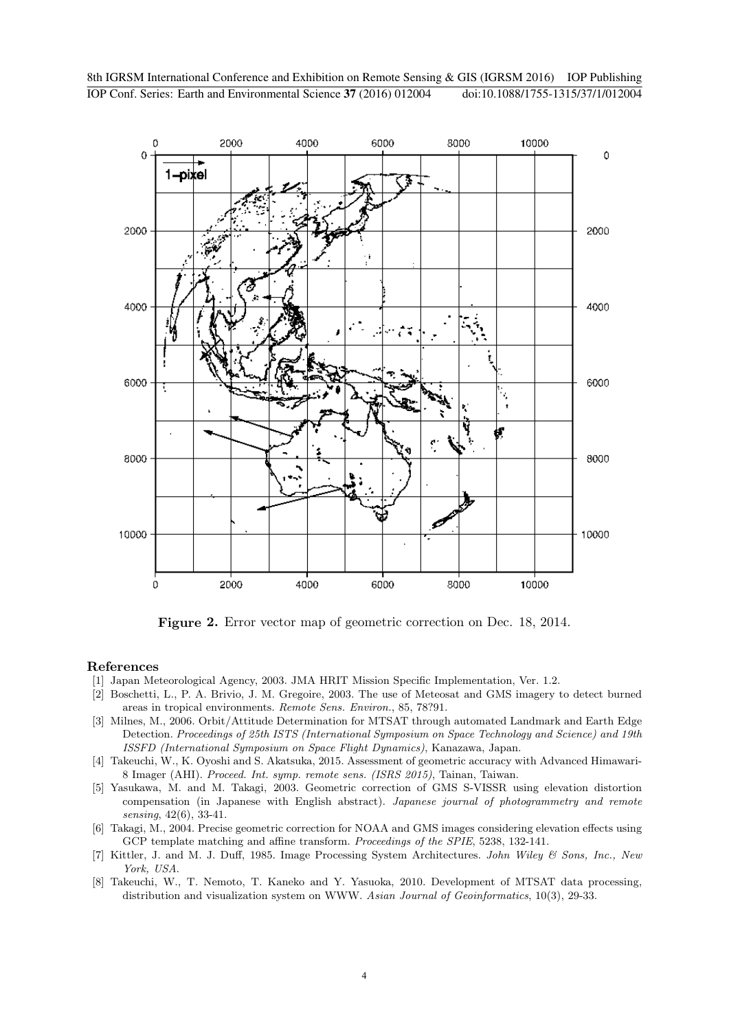**Figure 2.** Error vector map of geometric correction on Dec. 18, 2014.

## References

[1] Japan Meteorological Agency, 2003. JMA HRIT Mission Specific Implementation, Ver. 1.2.

[2] Boschetti, L., P. A. Brivio, J. M. Gregoire, 2003. The use of Meteosat and GMS imagery to detect burned areas in tropical environments. *Remote Sens. Environ.*, 85, 78?91.

[3] Milnes, M., 2006. Orbit/Attitude Determination for MTSAT through automated Landmark and Earth Edge Detection. *Proceedings of 25th ISTS (International Symposium on Space Technology and Science) and 19th ISSFD (International Symposium on Space Flight Dynamics)*, Kanazawa, Japan.

[4] Takeuchi, W., K. Oyoshi and S. Akatsuka, 2015. Assessment of geometric accuracy with Advanced Himawari-8 Imager (AHI). *Proceed. Int. symp. remote sens. (ISRS 2015)*, Tainan, Taiwan.

[5] Yasukawa, M. and M. Takagi, 2003. Geometric correction of GMS S-VISSR using elevation distortion compensation (in Japanese with English abstract). *Japanese journal of photogrammetry and remote sensing*, 42(6), 33-41.

[6] Takagi, M., 2004. Precise geometric correction for NOAA and GMS images considering elevation effects using GCP template matching and affine transform. *Proceedings of the SPIE*, 5238, 132-141.

[7] Kittler, J. and M. J. Duff, 1985. Image Processing System Architectures. *John Wiley & Sons, Inc., New York, USA.*

[8] Takeuchi, W., T. Nemoto, T. Kaneko and Y. Yasuoka, 2010. Development of MTSAT data processing, distribution and visualization system on WWW. *Asian Journal of Geoinformatics*, 10(3), 29-33.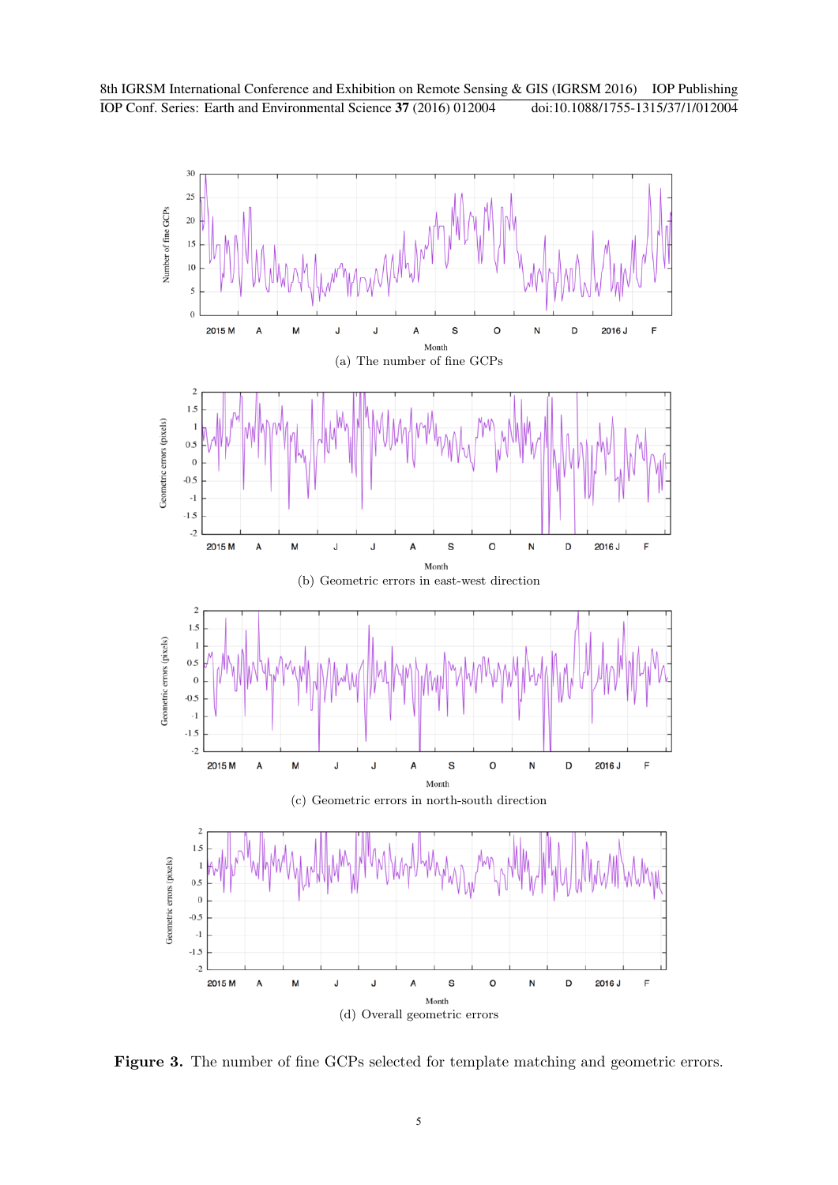Number of fine GCPs

30
25
20
15
10
5
0

2015 M A M J J A S O N D 2016 J F

Month

(a) The number of fine GCPs

Geometric errors (pixels)

2
1.5
1
0.5
0
-0.5
-1
-1.5
-2

2015 M A M J J A S O N D 2016 J F

Month

(b) Geometric errors in east-west direction

Geometric errors (pixels)

2
1.5
1
0.5
0
-0.5
-1
-1.5
-2

2015 M A M J J A S O N D 2016 J F

Month

(c) Geometric errors in north-south direction

Geometric errors (pixels)

2
1.5
1
0.5
0
-0.5
-1
-1.5
-2

2015 M A M J J A S O N D 2016 J F

Month

(d) Overall geometric errors

**Figure 3.** The number of fine GCPs selected for template matching and geometric errors.